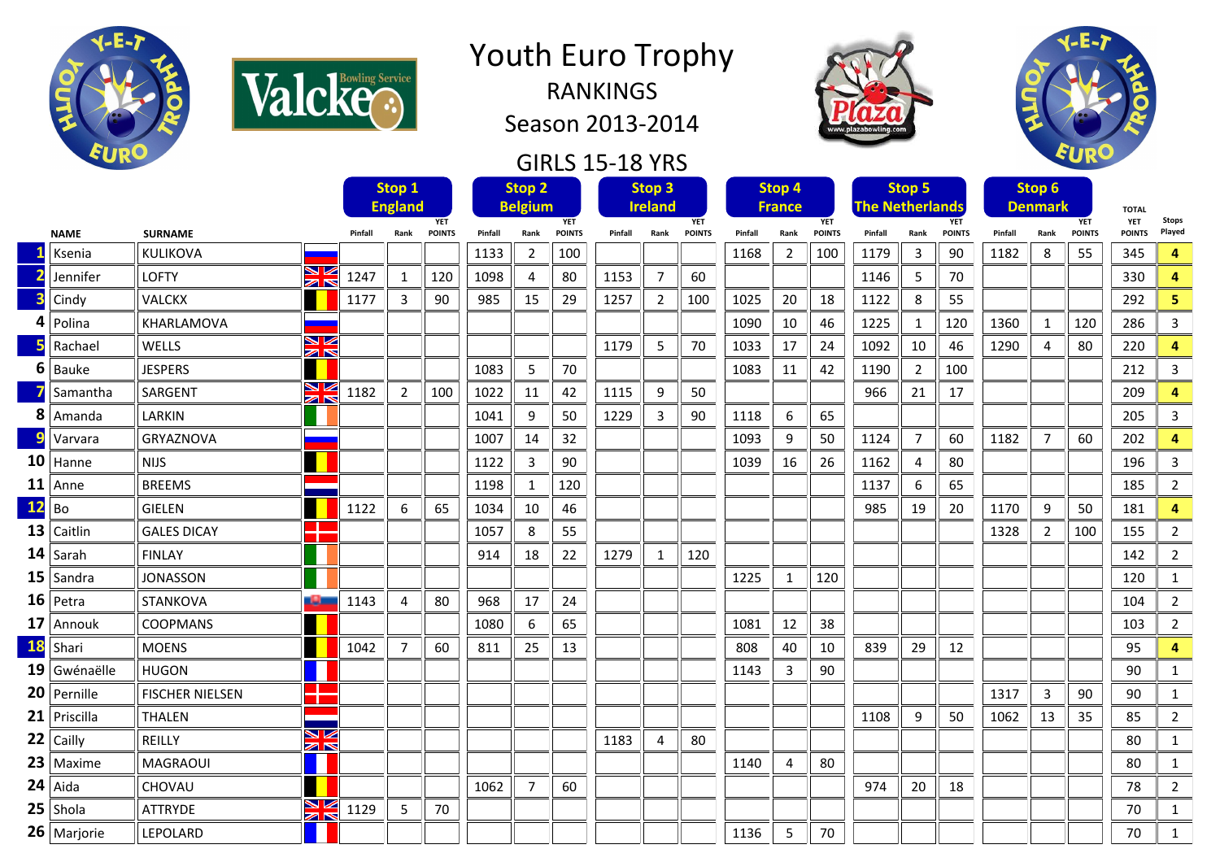# Youth Euro Trophy

## RANKINGS

## Season 2013-2014

## GIRLS 15-18 YRS

| | NAME | SURNAME | | Stop 1 England | | | Stop 2 Belgium | | | Stop 3 Ireland | | | Stop 4 France | | | Stop 5 The Netherlands | | | Stop 6 Denmark | | | TOTAL | Stops |
|---|---|---|---|---|---|---|---|---|---|---|---|---|---|---|---|---|---|---|---|---|---|---|---|
| | | | | Pinfall | Rank | YET POINTS | Pinfall | Rank | YET POINTS | Pinfall | Rank | YET POINTS | Pinfall | Rank | YET POINTS | Pinfall | Rank | YET POINTS | Pinfall | Rank | YET POINTS | YET POINTS | Played |
| 1 | Ksenia | KULIKOVA | | | | | 1133 | 2 | 100 | | | | 1168 | 2 | 100 | 1179 | 3 | 90 | 1182 | 8 | 55 | 345 | 4 |
| 2 | Jennifer | LOFTY | | 1247 | 1 | 120 | 1098 | 4 | 80 | 1153 | 7 | 60 | | | | 1146 | 5 | 70 | | | | 330 | 4 |
| 3 | Cindy | VALCKX | | 1177 | 3 | 90 | 985 | 15 | 29 | 1257 | 2 | 100 | 1025 | 20 | 18 | 1122 | 8 | 55 | | | | 292 | 5 |
| 4 | Polina | KHARLAMOVA | | | | | | | | | | | 1090 | 10 | 46 | 1225 | 1 | 120 | 1360 | 1 | 120 | 286 | 3 |
| 5 | Rachael | WELLS | | | | | | | | 1179 | 5 | 70 | 1033 | 17 | 24 | 1092 | 10 | 46 | 1290 | 4 | 80 | 220 | 4 |
| 6 | Bauke | JESPERS | | | | | 1083 | 5 | 70 | | | | 1083 | 11 | 42 | 1190 | 2 | 100 | | | | 212 | 3 |
| 7 | Samantha | SARGENT | | 1182 | 2 | 100 | 1022 | 11 | 42 | 1115 | 9 | 50 | | | | 966 | 21 | 17 | | | | 209 | 4 |
| 8 | Amanda | LARKIN | | | | | 1041 | 9 | 50 | 1229 | 3 | 90 | 1118 | 6 | 65 | | | | | | | 205 | 3 |
| 9 | Varvara | GRYAZNOVA | | | | | 1007 | 14 | 32 | | | | 1093 | 9 | 50 | 1124 | 7 | 60 | 1182 | 7 | 60 | 202 | 4 |
| 10 | Hanne | NIJS | | | | | 1122 | 3 | 90 | | | | 1039 | 16 | 26 | 1162 | 4 | 80 | | | | 196 | 3 |
| 11 | Anne | BREEMS | | | | | 1198 | 1 | 120 | | | | | | | 1137 | 6 | 65 | | | | 185 | 2 |
| 12 | Bo | GIELEN | | 1122 | 6 | 65 | 1034 | 10 | 46 | | | | | | | 985 | 19 | 20 | 1170 | 9 | 50 | 181 | 4 |
| 13 | Caitlin | GALES DICAY | | | | | 1057 | 8 | 55 | | | | | | | | | | 1328 | 2 | 100 | 155 | 2 |
| 14 | Sarah | FINLAY | | | | | 914 | 18 | 22 | 1279 | 1 | 120 | | | | | | | | | | 142 | 2 |
| 15 | Sandra | JONASSON | | | | | | | | | | | 1225 | 1 | 120 | | | | | | | 120 | 1 |
| 16 | Petra | STANKOVA | | 1143 | 4 | 80 | 968 | 17 | 24 | | | | | | | | | | | | | 104 | 2 |
| 17 | Annouk | COOPMANS | | | | | 1080 | 6 | 65 | | | | 1081 | 12 | 38 | | | | | | | 103 | 2 |
| 18 | Shari | MOENS | | 1042 | 7 | 60 | 811 | 25 | 13 | | | | 808 | 40 | 10 | 839 | 29 | 12 | | | | 95 | 4 |
| 19 | Gwénaëlle | HUGON | | | | | | | | | | | 1143 | 3 | 90 | | | | | | | 90 | 1 |
| 20 | Pernille | FISCHER NIELSEN | | | | | | | | | | | | | | | | | 1317 | 3 | 90 | 90 | 1 |
| 21 | Priscilla | THALEN | | | | | | | | | | | | | | 1108 | 9 | 50 | 1062 | 13 | 35 | 85 | 2 |
| 22 | Cailly | REILLY | | | | | | | | 1183 | 4 | 80 | | | | | | | | | | 80 | 1 |
| 23 | Maxime | MAGRAOUI | | | | | | | | | | | 1140 | 4 | 80 | | | | | | | 80 | 1 |
| 24 | Aida | CHOVAU | | | | | 1062 | 7 | 60 | | | | | | | 974 | 20 | 18 | | | | 78 | 2 |
| 25 | Shola | ATTRYDE | | 1129 | 5 | 70 | | | | | | | | | | | | | | | | 70 | 1 |
| 26 | Marjorie | LEPOLARD | | | | | | | | | | | 1136 | 5 | 70 | | | | | | | 70 | 1 |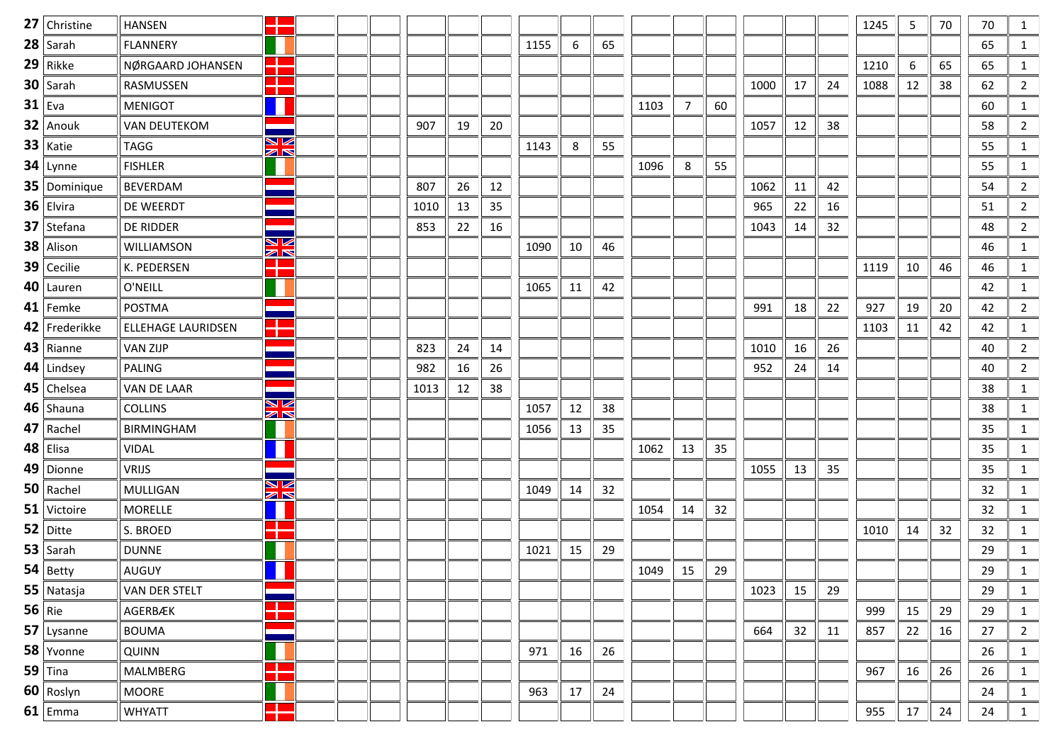| | | | | | | | | | | | | | | | | | | | | | | | |
|---|---|---|---|---|---|---|---|---|---|---|---|---|---|---|---|---|---|---|---|---|---|---|---|
| **27** | Christine | HANSEN | | | | | | | | | | | | | | | | | 1245 | 5 | 70 | 70 | 1 |
| **28** | Sarah | FLANNERY | | | | | | | | 1155 | 6 | 65 | | | | | | | | | | 65 | 1 |
| **29** | Rikke | NØRGAARD JOHANSEN | | | | | | | | | | | | | | | | | 1210 | 6 | 65 | 65 | 1 |
| **30** | Sarah | RASMUSSEN | | | | | | | | | | | | | | 1000 | 17 | 24 | 1088 | 12 | 38 | 62 | 2 |
| **31** | Eva | MENIGOT | | | | | | | | | | | 1103 | 7 | 60 | | | | | | | 60 | 1 |
| **32** | Anouk | VAN DEUTEKOM | | | | | 907 | 19 | 20 | | | | | | | 1057 | 12 | 38 | | | | 58 | 2 |
| **33** | Katie | TAGG | | | | | | | | 1143 | 8 | 55 | | | | | | | | | | 55 | 1 |
| **34** | Lynne | FISHLER | | | | | | | | | | | 1096 | 8 | 55 | | | | | | | 55 | 1 |
| **35** | Dominique | BEVERDAM | | | | | 807 | 26 | 12 | | | | | | | 1062 | 11 | 42 | | | | 54 | 2 |
| **36** | Elvira | DE WEERDT | | | | | 1010 | 13 | 35 | | | | | | | 965 | 22 | 16 | | | | 51 | 2 |
| **37** | Stefana | DE RIDDER | | | | | 853 | 22 | 16 | | | | | | | 1043 | 14 | 32 | | | | 48 | 2 |
| **38** | Alison | WILLIAMSON | | | | | | | | 1090 | 10 | 46 | | | | | | | | | | 46 | 1 |
| **39** | Cecilie | K. PEDERSEN | | | | | | | | | | | | | | | | | 1119 | 10 | 46 | 46 | 1 |
| **40** | Lauren | O'NEILL | | | | | | | | 1065 | 11 | 42 | | | | | | | | | | 42 | 1 |
| **41** | Femke | POSTMA | | | | | | | | | | | | | | 991 | 18 | 22 | 927 | 19 | 20 | 42 | 2 |
| **42** | Frederikke | ELLEHAGE LAURIDSEN | | | | | | | | | | | | | | | | | 1103 | 11 | 42 | 42 | 1 |
| **43** | Rianne | VAN ZIJP | | | | | 823 | 24 | 14 | | | | | | | 1010 | 16 | 26 | | | | 40 | 2 |
| **44** | Lindsey | PALING | | | | | 982 | 16 | 26 | | | | | | | 952 | 24 | 14 | | | | 40 | 2 |
| **45** | Chelsea | VAN DE LAAR | | | | | 1013 | 12 | 38 | | | | | | | | | | | | | 38 | 1 |
| **46** | Shauna | COLLINS | | | | | | | | 1057 | 12 | 38 | | | | | | | | | | 38 | 1 |
| **47** | Rachel | BIRMINGHAM | | | | | | | | 1056 | 13 | 35 | | | | | | | | | | 35 | 1 |
| **48** | Elisa | VIDAL | | | | | | | | | | | 1062 | 13 | 35 | | | | | | | 35 | 1 |
| **49** | Dionne | VRIJS | | | | | | | | | | | | | | 1055 | 13 | 35 | | | | 35 | 1 |
| **50** | Rachel | MULLIGAN | | | | | | | | 1049 | 14 | 32 | | | | | | | | | | 32 | 1 |
| **51** | Victoire | MORELLE | | | | | | | | | | | 1054 | 14 | 32 | | | | | | | 32 | 1 |
| **52** | Ditte | S. BROED | | | | | | | | | | | | | | | | | 1010 | 14 | 32 | 32 | 1 |
| **53** | Sarah | DUNNE | | | | | | | | 1021 | 15 | 29 | | | | | | | | | | 29 | 1 |
| **54** | Betty | AUGUY | | | | | | | | | | | 1049 | 15 | 29 | | | | | | | 29 | 1 |
| **55** | Natasja | VAN DER STELT | | | | | | | | | | | | | | 1023 | 15 | 29 | | | | 29 | 1 |
| **56** | Rie | AGERBÆK | | | | | | | | | | | | | | | | | 999 | 15 | 29 | 29 | 1 |
| **57** | Lysanne | BOUMA | | | | | | | | | | | | | | 664 | 32 | 11 | 857 | 22 | 16 | 27 | 2 |
| **58** | Yvonne | QUINN | | | | | | | | 971 | 16 | 26 | | | | | | | | | | 26 | 1 |
| **59** | Tina | MALMBERG | | | | | | | | | | | | | | | | | 967 | 16 | 26 | 26 | 1 |
| **60** | Roslyn | MOORE | | | | | | | | 963 | 17 | 24 | | | | | | | | | | 24 | 1 |
| **61** | Emma | WHYATT | | | | | | | | | | | | | | | | | 955 | 17 | 24 | 24 | 1 |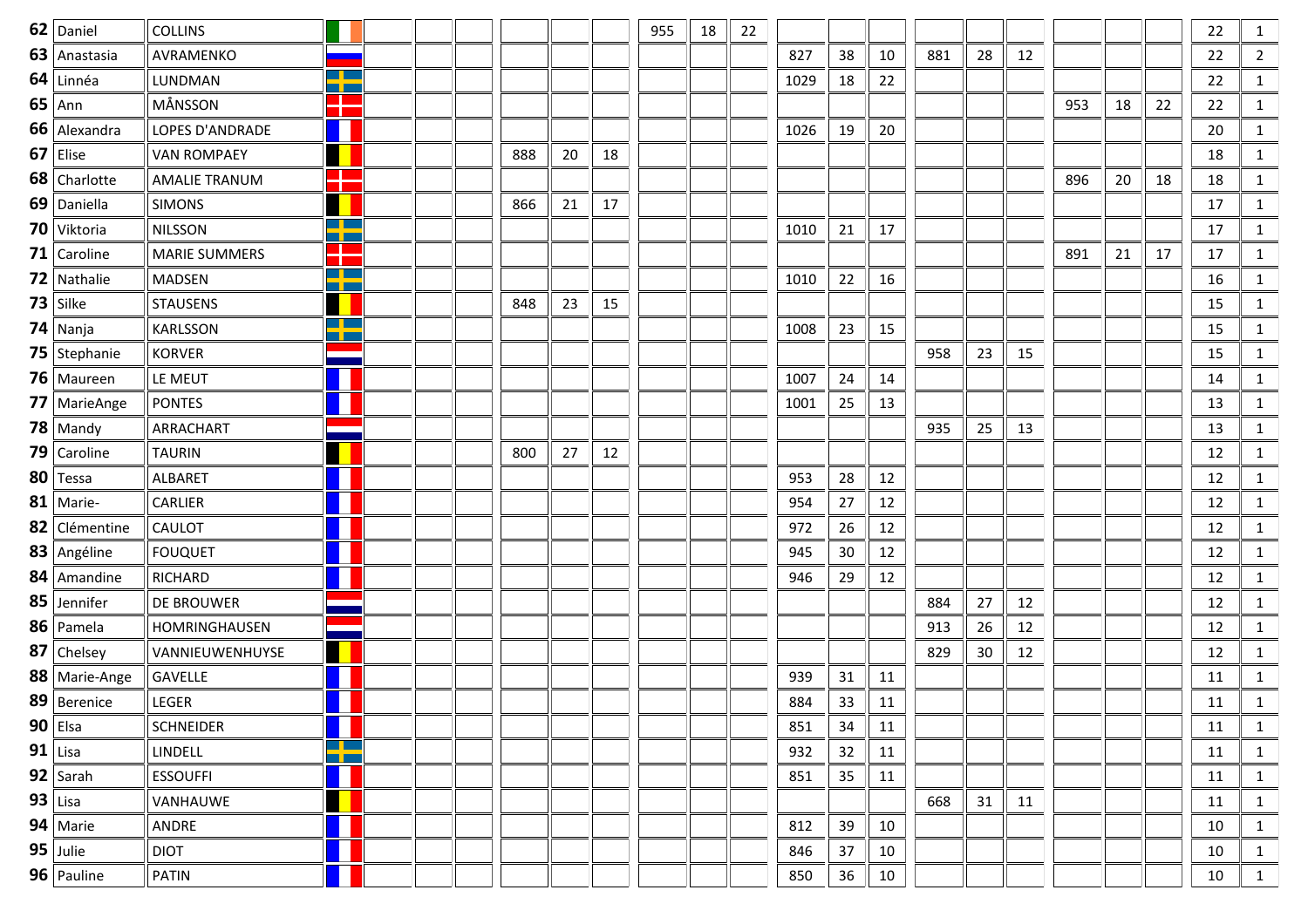| | | | | | | | | | | | | | | | | | | | | | | | |
|---|---|---|---|---|---|---|---|---|---|---|---|---|---|---|---|---|---|---|---|---|---|---|---|
| **62** | Daniel | COLLINS | Ireland | | | | | | | 955 | 18 | 22 | | | | | | | | | | 22 | 1 |
| **63** | Anastasia | AVRAMENKO | Russia | | | | | | | | | | 827 | 38 | 10 | 881 | 28 | 12 | | | | 22 | 2 |
| **64** | Linnéa | LUNDMAN | Sweden | | | | | | | | | | 1029 | 18 | 22 | | | | | | | 22 | 1 |
| **65** | Ann | MÅNSSON | Denmark | | | | | | | | | | | | | | | | 953 | 18 | 22 | 22 | 1 |
| **66** | Alexandra | LOPES D'ANDRADE | France | | | | | | | | | | 1026 | 19 | 20 | | | | | | | 20 | 1 |
| **67** | Elise | VAN ROMPAEY | Belgium | | | | 888 | 20 | 18 | | | | | | | | | | | | | 18 | 1 |
| **68** | Charlotte | AMALIE TRANUM | Denmark | | | | | | | | | | | | | | | | 896 | 20 | 18 | 18 | 1 |
| **69** | Daniella | SIMONS | Belgium | | | | 866 | 21 | 17 | | | | | | | | | | | | | 17 | 1 |
| **70** | Viktoria | NILSSON | Sweden | | | | | | | | | | 1010 | 21 | 17 | | | | | | | 17 | 1 |
| **71** | Caroline | MARIE SUMMERS | Denmark | | | | | | | | | | | | | | | | 891 | 21 | 17 | 17 | 1 |
| **72** | Nathalie | MADSEN | Sweden | | | | | | | | | | 1010 | 22 | 16 | | | | | | | 16 | 1 |
| **73** | Silke | STAUSENS | Belgium | | | | 848 | 23 | 15 | | | | | | | | | | | | | 15 | 1 |
| **74** | Nanja | KARLSSON | Sweden | | | | | | | | | | 1008 | 23 | 15 | | | | | | | 15 | 1 |
| **75** | Stephanie | KORVER | Netherlands | | | | | | | | | | | | | 958 | 23 | 15 | | | | 15 | 1 |
| **76** | Maureen | LE MEUT | France | | | | | | | | | | 1007 | 24 | 14 | | | | | | | 14 | 1 |
| **77** | MarieAnge | PONTES | France | | | | | | | | | | 1001 | 25 | 13 | | | | | | | 13 | 1 |
| **78** | Mandy | ARRACHART | Netherlands | | | | | | | | | | | | | 935 | 25 | 13 | | | | 13 | 1 |
| **79** | Caroline | TAURIN | Belgium | | | | 800 | 27 | 12 | | | | | | | | | | | | | 12 | 1 |
| **80** | Tessa | ALBARET | France | | | | | | | | | | 953 | 28 | 12 | | | | | | | 12 | 1 |
| **81** | Marie- | CARLIER | France | | | | | | | | | | 954 | 27 | 12 | | | | | | | 12 | 1 |
| **82** | Clémentine | CAULOT | France | | | | | | | | | | 972 | 26 | 12 | | | | | | | 12 | 1 |
| **83** | Angéline | FOUQUET | France | | | | | | | | | | 945 | 30 | 12 | | | | | | | 12 | 1 |
| **84** | Amandine | RICHARD | France | | | | | | | | | | 946 | 29 | 12 | | | | | | | 12 | 1 |
| **85** | Jennifer | DE BROUWER | Netherlands | | | | | | | | | | | | | 884 | 27 | 12 | | | | 12 | 1 |
| **86** | Pamela | HOMRINGHAUSEN | Netherlands | | | | | | | | | | | | | 913 | 26 | 12 | | | | 12 | 1 |
| **87** | Chelsey | VANNIEUWENHUYSE | Belgium | | | | | | | | | | | | | 829 | 30 | 12 | | | | 12 | 1 |
| **88** | Marie-Ange | GAVELLE | France | | | | | | | | | | 939 | 31 | 11 | | | | | | | 11 | 1 |
| **89** | Berenice | LEGER | France | | | | | | | | | | 884 | 33 | 11 | | | | | | | 11 | 1 |
| **90** | Elsa | SCHNEIDER | France | | | | | | | | | | 851 | 34 | 11 | | | | | | | 11 | 1 |
| **91** | Lisa | LINDELL | Sweden | | | | | | | | | | 932 | 32 | 11 | | | | | | | 11 | 1 |
| **92** | Sarah | ESSOUFFI | France | | | | | | | | | | 851 | 35 | 11 | | | | | | | 11 | 1 |
| **93** | Lisa | VANHAUWE | Belgium | | | | | | | | | | | | | 668 | 31 | 11 | | | | 11 | 1 |
| **94** | Marie | ANDRE | France | | | | | | | | | | 812 | 39 | 10 | | | | | | | 10 | 1 |
| **95** | Julie | DIOT | France | | | | | | | | | | 846 | 37 | 10 | | | | | | | 10 | 1 |
| **96** | Pauline | PATIN | France | | | | | | | | | | 850 | 36 | 10 | | | | | | | 10 | 1 |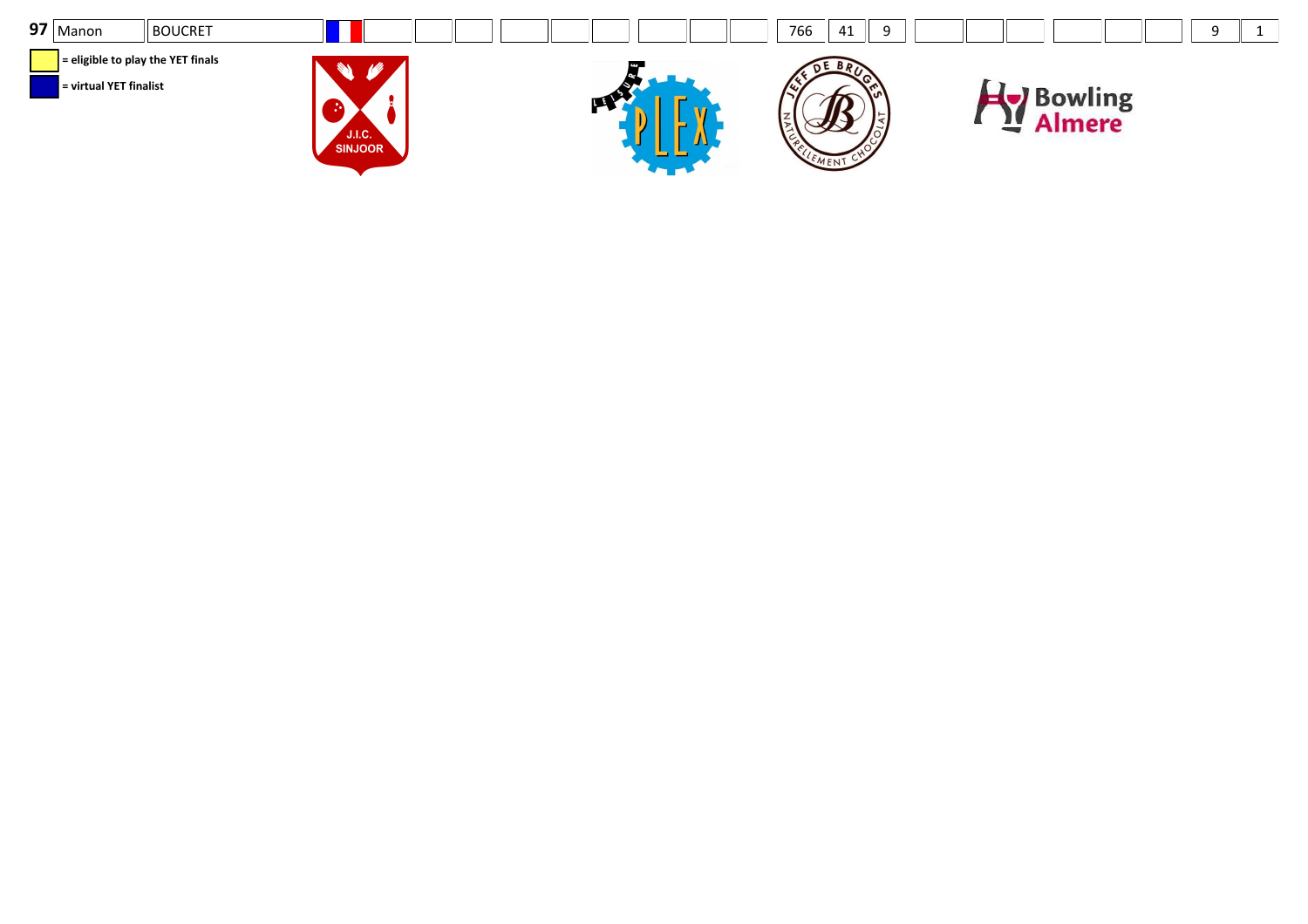| | | | | | | | | | | | | | | | | | | | | | | | |
|---|---|---|---|---|---|---|---|---|---|---|---|---|---|---|---|---|---|---|---|---|---|---|---|
| **97** | Manon | BOUCRET | | | | | | | | | | | | 766 | 41 | 9 | | | | | | 9 | 1 |

**= eligible to play the YET finals**

**= virtual YET finalist**